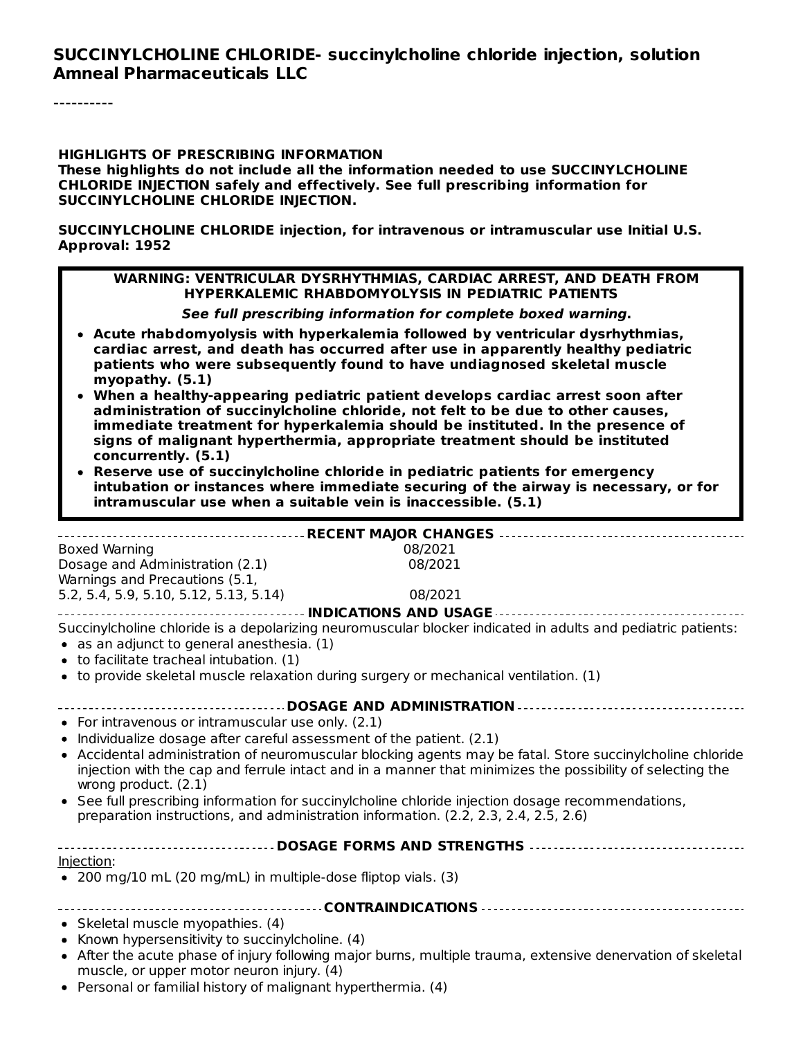**SUCCINYLCHOLINE CHLORIDE- succinylcholine chloride injection, solution**
**Amneal Pharmaceuticals LLC**

----------

**HIGHLIGHTS OF PRESCRIBING INFORMATION**
**These highlights do not include all the information needed to use SUCCINYLCHOLINE CHLORIDE INJECTION safely and effectively. See full prescribing information for SUCCINYLCHOLINE CHLORIDE INJECTION.**

**SUCCINYLCHOLINE CHLORIDE injection, for intravenous or intramuscular use Initial U.S. Approval: 1952**

**WARNING: VENTRICULAR DYSRHYTHMIAS, CARDIAC ARREST, AND DEATH FROM HYPERKALEMIC RHABDOMYOLYSIS IN PEDIATRIC PATIENTS**

***See full prescribing information for complete boxed warning.***

- **Acute rhabdomyolysis with hyperkalemia followed by ventricular dysrhythmias, cardiac arrest, and death has occurred after use in apparently healthy pediatric patients who were subsequently found to have undiagnosed skeletal muscle myopathy. (5.1)**
- **When a healthy-appearing pediatric patient develops cardiac arrest soon after administration of succinylcholine chloride, not felt to be due to other causes, immediate treatment for hyperkalemia should be instituted. In the presence of signs of malignant hyperthermia, appropriate treatment should be instituted concurrently. (5.1)**
- **Reserve use of succinylcholine chloride in pediatric patients for emergency intubation or instances where immediate securing of the airway is necessary, or for intramuscular use when a suitable vein is inaccessible. (5.1)**

**RECENT MAJOR CHANGES**

| | |
|---|---|
| Boxed Warning | 08/2021 |
| Dosage and Administration (2.1) | 08/2021 |
| Warnings and Precautions (5.1, 5.2, 5.4, 5.9, 5.10, 5.12, 5.13, 5.14) | 08/2021 |

**INDICATIONS AND USAGE**

Succinylcholine chloride is a depolarizing neuromuscular blocker indicated in adults and pediatric patients:

- as an adjunct to general anesthesia. (1)
- to facilitate tracheal intubation. (1)
- to provide skeletal muscle relaxation during surgery or mechanical ventilation. (1)

**DOSAGE AND ADMINISTRATION**

- For intravenous or intramuscular use only. (2.1)
- Individualize dosage after careful assessment of the patient. (2.1)
- Accidental administration of neuromuscular blocking agents may be fatal. Store succinylcholine chloride injection with the cap and ferrule intact and in a manner that minimizes the possibility of selecting the wrong product. (2.1)
- See full prescribing information for succinylcholine chloride injection dosage recommendations, preparation instructions, and administration information. (2.2, 2.3, 2.4, 2.5, 2.6)

**DOSAGE FORMS AND STRENGTHS**

Injection:

- 200 mg/10 mL (20 mg/mL) in multiple-dose fliptop vials. (3)

**CONTRAINDICATIONS**

- Skeletal muscle myopathies. (4)
- Known hypersensitivity to succinylcholine. (4)
- After the acute phase of injury following major burns, multiple trauma, extensive denervation of skeletal muscle, or upper motor neuron injury. (4)
- Personal or familial history of malignant hyperthermia. (4)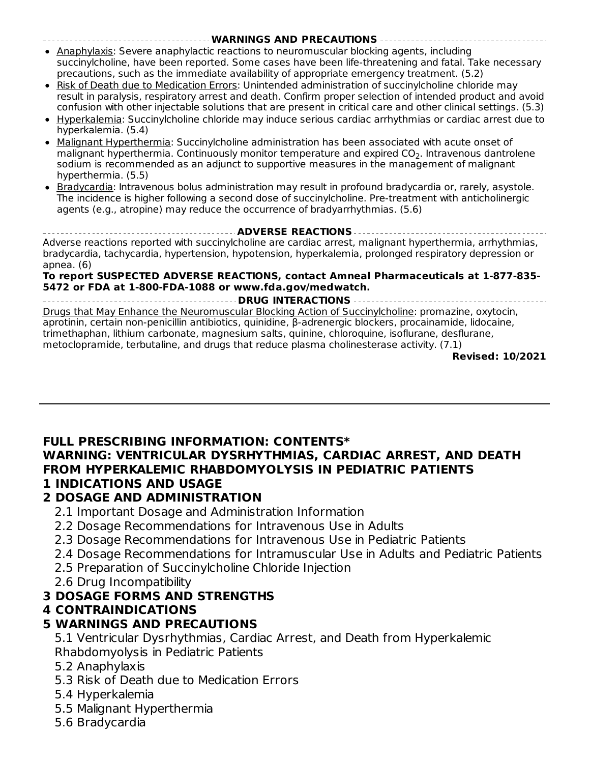## WARNINGS AND PRECAUTIONS

- Anaphylaxis: Severe anaphylactic reactions to neuromuscular blocking agents, including succinylcholine, have been reported. Some cases have been life-threatening and fatal. Take necessary precautions, such as the immediate availability of appropriate emergency treatment. (5.2)
- Risk of Death due to Medication Errors: Unintended administration of succinylcholine chloride may result in paralysis, respiratory arrest and death. Confirm proper selection of intended product and avoid confusion with other injectable solutions that are present in critical care and other clinical settings. (5.3)
- Hyperkalemia: Succinylcholine chloride may induce serious cardiac arrhythmias or cardiac arrest due to hyperkalemia. (5.4)
- Malignant Hyperthermia: Succinylcholine administration has been associated with acute onset of malignant hyperthermia. Continuously monitor temperature and expired $CO_2$. Intravenous dantrolene sodium is recommended as an adjunct to supportive measures in the management of malignant hyperthermia. (5.5)
- Bradycardia: Intravenous bolus administration may result in profound bradycardia or, rarely, asystole. The incidence is higher following a second dose of succinylcholine. Pre-treatment with anticholinergic agents (e.g., atropine) may reduce the occurrence of bradyarrhythmias. (5.6)

## ADVERSE REACTIONS

Adverse reactions reported with succinylcholine are cardiac arrest, malignant hyperthermia, arrhythmias, bradycardia, tachycardia, hypertension, hypotension, hyperkalemia, prolonged respiratory depression or apnea. (6)

**To report SUSPECTED ADVERSE REACTIONS, contact Amneal Pharmaceuticals at 1-877-835-5472 or FDA at 1-800-FDA-1088 or www.fda.gov/medwatch.**

## DRUG INTERACTIONS

Drugs that May Enhance the Neuromuscular Blocking Action of Succinylcholine: promazine, oxytocin, aprotinin, certain non-penicillin antibiotics, quinidine, β-adrenergic blockers, procainamide, lidocaine, trimethaphan, lithium carbonate, magnesium salts, quinine, chloroquine, isoflurane, desflurane, metoclopramide, terbutaline, and drugs that reduce plasma cholinesterase activity. (7.1)

**Revised: 10/2021**

---

## FULL PRESCRIBING INFORMATION: CONTENTS*

**WARNING: VENTRICULAR DYSRHYTHMIAS, CARDIAC ARREST, AND DEATH FROM HYPERKALEMIC RHABDOMYOLYSIS IN PEDIATRIC PATIENTS**

**1 INDICATIONS AND USAGE**

**2 DOSAGE AND ADMINISTRATION**

- 2.1 Important Dosage and Administration Information
- 2.2 Dosage Recommendations for Intravenous Use in Adults
- 2.3 Dosage Recommendations for Intravenous Use in Pediatric Patients
- 2.4 Dosage Recommendations for Intramuscular Use in Adults and Pediatric Patients
- 2.5 Preparation of Succinylcholine Chloride Injection
- 2.6 Drug Incompatibility

**3 DOSAGE FORMS AND STRENGTHS**

**4 CONTRAINDICATIONS**

**5 WARNINGS AND PRECAUTIONS**

- 5.1 Ventricular Dysrhythmias, Cardiac Arrest, and Death from Hyperkalemic Rhabdomyolysis in Pediatric Patients
- 5.2 Anaphylaxis
- 5.3 Risk of Death due to Medication Errors
- 5.4 Hyperkalemia
- 5.5 Malignant Hyperthermia
- 5.6 Bradycardia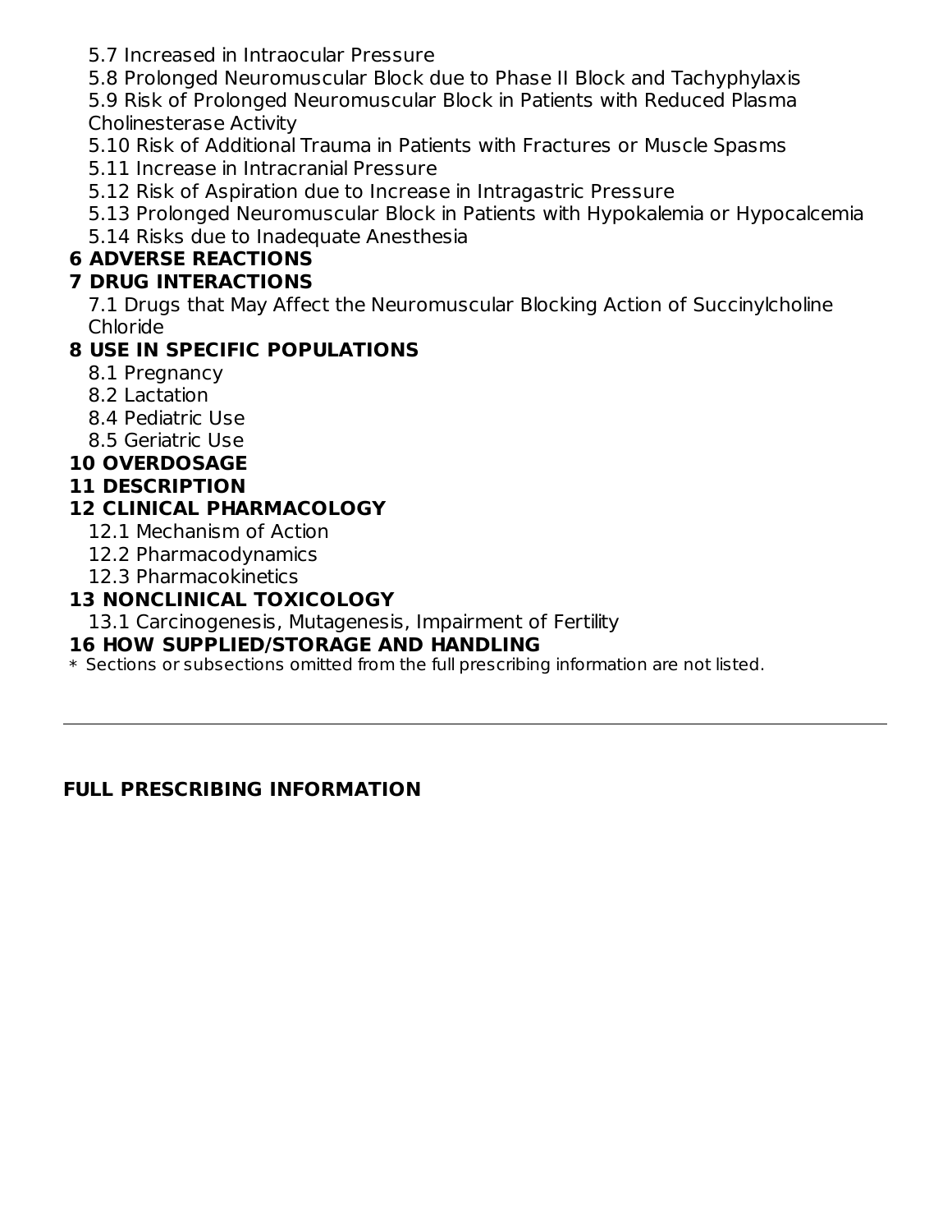5.7 Increased in Intraocular Pressure
5.8 Prolonged Neuromuscular Block due to Phase II Block and Tachyphylaxis
5.9 Risk of Prolonged Neuromuscular Block in Patients with Reduced Plasma Cholinesterase Activity
5.10 Risk of Additional Trauma in Patients with Fractures or Muscle Spasms
5.11 Increase in Intracranial Pressure
5.12 Risk of Aspiration due to Increase in Intragastric Pressure
5.13 Prolonged Neuromuscular Block in Patients with Hypokalemia or Hypocalcemia
5.14 Risks due to Inadequate Anesthesia

**6 ADVERSE REACTIONS**

**7 DRUG INTERACTIONS**

7.1 Drugs that May Affect the Neuromuscular Blocking Action of Succinylcholine Chloride

**8 USE IN SPECIFIC POPULATIONS**

8.1 Pregnancy
8.2 Lactation
8.4 Pediatric Use
8.5 Geriatric Use

**10 OVERDOSAGE**

**11 DESCRIPTION**

**12 CLINICAL PHARMACOLOGY**

12.1 Mechanism of Action
12.2 Pharmacodynamics
12.3 Pharmacokinetics

**13 NONCLINICAL TOXICOLOGY**

13.1 Carcinogenesis, Mutagenesis, Impairment of Fertility

**16 HOW SUPPLIED/STORAGE AND HANDLING**

* Sections or subsections omitted from the full prescribing information are not listed.

---

## FULL PRESCRIBING INFORMATION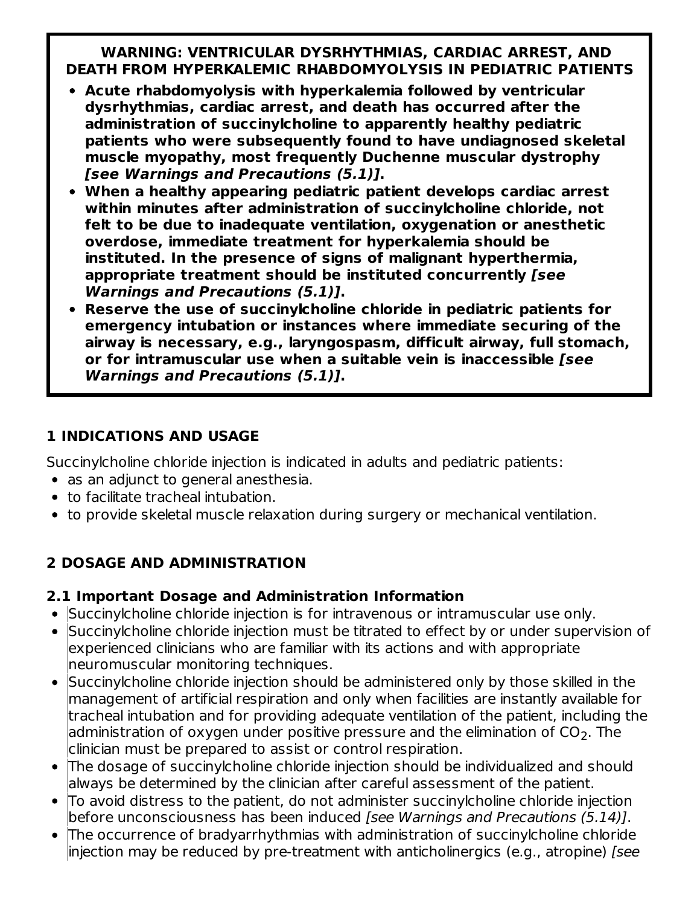**WARNING: VENTRICULAR DYSRHYTHMIAS, CARDIAC ARREST, AND DEATH FROM HYPERKALEMIC RHABDOMYOLYSIS IN PEDIATRIC PATIENTS**

- **Acute rhabdomyolysis with hyperkalemia followed by ventricular dysrhythmias, cardiac arrest, and death has occurred after the administration of succinylcholine to apparently healthy pediatric patients who were subsequently found to have undiagnosed skeletal muscle myopathy, most frequently Duchenne muscular dystrophy *[see Warnings and Precautions (5.1)]*.**
- **When a healthy appearing pediatric patient develops cardiac arrest within minutes after administration of succinylcholine chloride, not felt to be due to inadequate ventilation, oxygenation or anesthetic overdose, immediate treatment for hyperkalemia should be instituted. In the presence of signs of malignant hyperthermia, appropriate treatment should be instituted concurrently *[see Warnings and Precautions (5.1)]*.**
- **Reserve the use of succinylcholine chloride in pediatric patients for emergency intubation or instances where immediate securing of the airway is necessary, e.g., laryngospasm, difficult airway, full stomach, or for intramuscular use when a suitable vein is inaccessible *[see Warnings and Precautions (5.1)]*.**

## 1 INDICATIONS AND USAGE

Succinylcholine chloride injection is indicated in adults and pediatric patients:

- as an adjunct to general anesthesia.
- to facilitate tracheal intubation.
- to provide skeletal muscle relaxation during surgery or mechanical ventilation.

## 2 DOSAGE AND ADMINISTRATION

### 2.1 Important Dosage and Administration Information

- Succinylcholine chloride injection is for intravenous or intramuscular use only.
- Succinylcholine chloride injection must be titrated to effect by or under supervision of experienced clinicians who are familiar with its actions and with appropriate neuromuscular monitoring techniques.
- Succinylcholine chloride injection should be administered only by those skilled in the management of artificial respiration and only when facilities are instantly available for tracheal intubation and for providing adequate ventilation of the patient, including the administration of oxygen under positive pressure and the elimination of $CO_2$. The clinician must be prepared to assist or control respiration.
- The dosage of succinylcholine chloride injection should be individualized and should always be determined by the clinician after careful assessment of the patient.
- To avoid distress to the patient, do not administer succinylcholine chloride injection before unconsciousness has been induced *[see Warnings and Precautions (5.14)]*.
- The occurrence of bradyarrhythmias with administration of succinylcholine chloride injection may be reduced by pre-treatment with anticholinergics (e.g., atropine) *[see*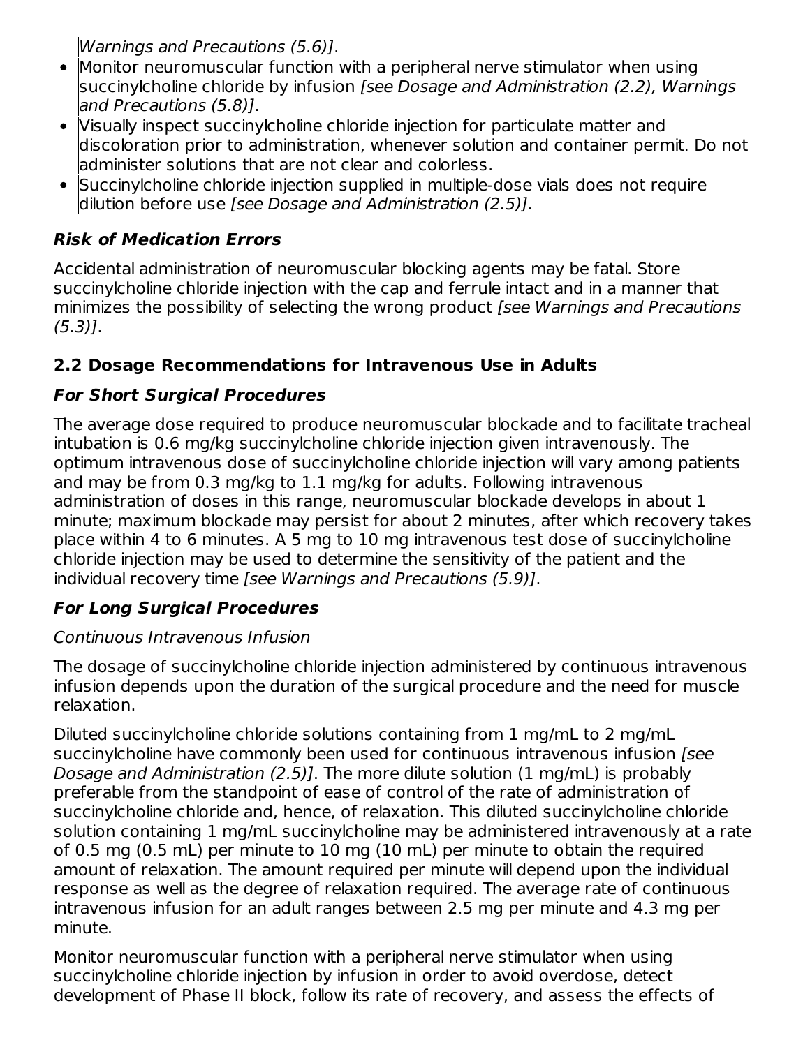Warnings and Precautions (5.6)].

- Monitor neuromuscular function with a peripheral nerve stimulator when using succinylcholine chloride by infusion *[see Dosage and Administration (2.2), Warnings and Precautions (5.8)]*.
- Visually inspect succinylcholine chloride injection for particulate matter and discoloration prior to administration, whenever solution and container permit. Do not administer solutions that are not clear and colorless.
- Succinylcholine chloride injection supplied in multiple-dose vials does not require dilution before use *[see Dosage and Administration (2.5)]*.

***Risk of Medication Errors***

Accidental administration of neuromuscular blocking agents may be fatal. Store succinylcholine chloride injection with the cap and ferrule intact and in a manner that minimizes the possibility of selecting the wrong product *[see Warnings and Precautions (5.3)]*.

## 2.2 Dosage Recommendations for Intravenous Use in Adults

***For Short Surgical Procedures***

The average dose required to produce neuromuscular blockade and to facilitate tracheal intubation is 0.6 mg/kg succinylcholine chloride injection given intravenously. The optimum intravenous dose of succinylcholine chloride injection will vary among patients and may be from 0.3 mg/kg to 1.1 mg/kg for adults. Following intravenous administration of doses in this range, neuromuscular blockade develops in about 1 minute; maximum blockade may persist for about 2 minutes, after which recovery takes place within 4 to 6 minutes. A 5 mg to 10 mg intravenous test dose of succinylcholine chloride injection may be used to determine the sensitivity of the patient and the individual recovery time *[see Warnings and Precautions (5.9)]*.

***For Long Surgical Procedures***

*Continuous Intravenous Infusion*

The dosage of succinylcholine chloride injection administered by continuous intravenous infusion depends upon the duration of the surgical procedure and the need for muscle relaxation.

Diluted succinylcholine chloride solutions containing from 1 mg/mL to 2 mg/mL succinylcholine have commonly been used for continuous intravenous infusion *[see Dosage and Administration (2.5)]*. The more dilute solution (1 mg/mL) is probably preferable from the standpoint of ease of control of the rate of administration of succinylcholine chloride and, hence, of relaxation. This diluted succinylcholine chloride solution containing 1 mg/mL succinylcholine may be administered intravenously at a rate of 0.5 mg (0.5 mL) per minute to 10 mg (10 mL) per minute to obtain the required amount of relaxation. The amount required per minute will depend upon the individual response as well as the degree of relaxation required. The average rate of continuous intravenous infusion for an adult ranges between 2.5 mg per minute and 4.3 mg per minute.

Monitor neuromuscular function with a peripheral nerve stimulator when using succinylcholine chloride injection by infusion in order to avoid overdose, detect development of Phase II block, follow its rate of recovery, and assess the effects of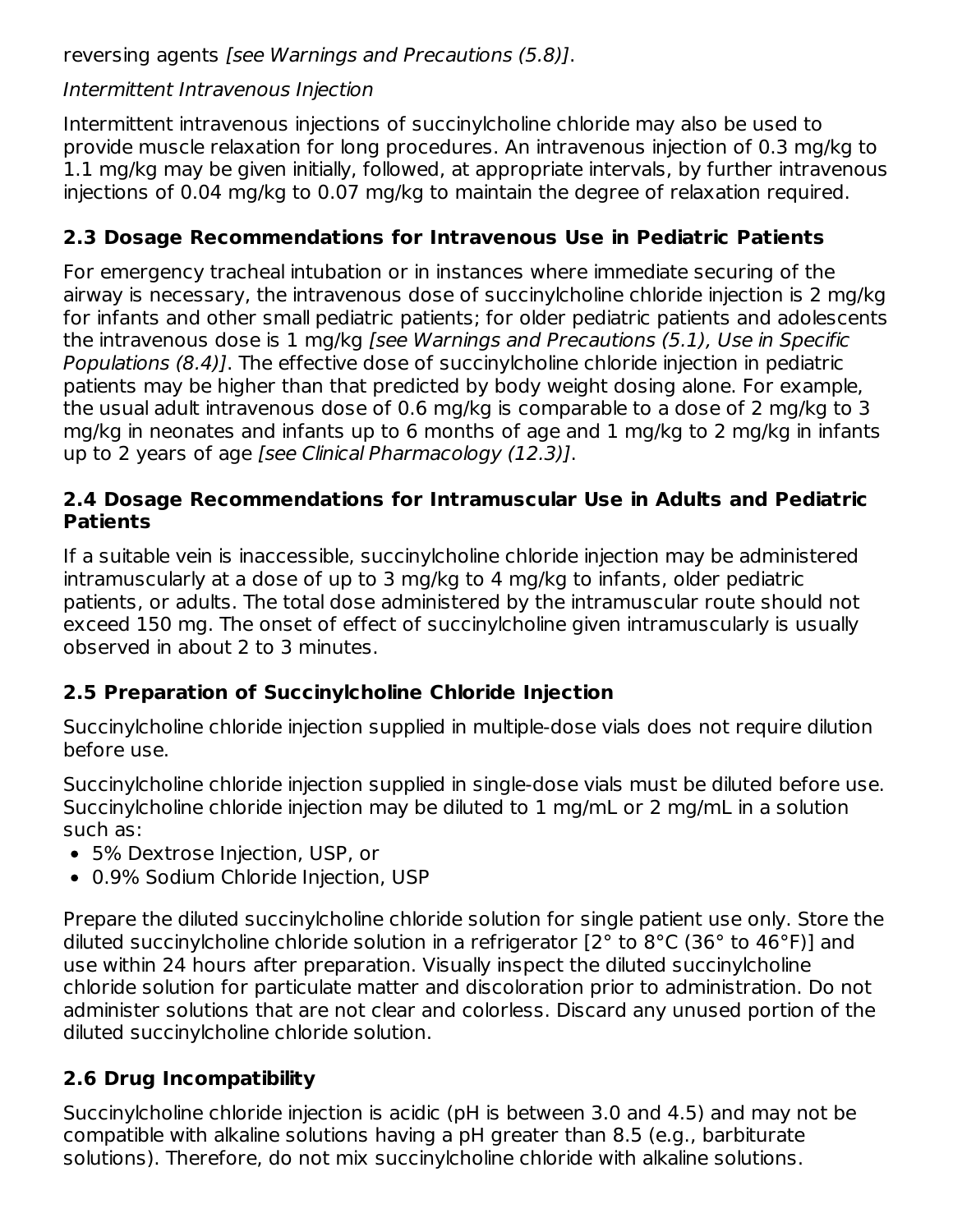reversing agents *[see Warnings and Precautions (5.8)]*.

*Intermittent Intravenous Injection*

Intermittent intravenous injections of succinylcholine chloride may also be used to provide muscle relaxation for long procedures. An intravenous injection of 0.3 mg/kg to 1.1 mg/kg may be given initially, followed, at appropriate intervals, by further intravenous injections of 0.04 mg/kg to 0.07 mg/kg to maintain the degree of relaxation required.

## 2.3 Dosage Recommendations for Intravenous Use in Pediatric Patients

For emergency tracheal intubation or in instances where immediate securing of the airway is necessary, the intravenous dose of succinylcholine chloride injection is 2 mg/kg for infants and other small pediatric patients; for older pediatric patients and adolescents the intravenous dose is 1 mg/kg *[see Warnings and Precautions (5.1), Use in Specific Populations (8.4)]*. The effective dose of succinylcholine chloride injection in pediatric patients may be higher than that predicted by body weight dosing alone. For example, the usual adult intravenous dose of 0.6 mg/kg is comparable to a dose of 2 mg/kg to 3 mg/kg in neonates and infants up to 6 months of age and 1 mg/kg to 2 mg/kg in infants up to 2 years of age *[see Clinical Pharmacology (12.3)]*.

## 2.4 Dosage Recommendations for Intramuscular Use in Adults and Pediatric Patients

If a suitable vein is inaccessible, succinylcholine chloride injection may be administered intramuscularly at a dose of up to 3 mg/kg to 4 mg/kg to infants, older pediatric patients, or adults. The total dose administered by the intramuscular route should not exceed 150 mg. The onset of effect of succinylcholine given intramuscularly is usually observed in about 2 to 3 minutes.

## 2.5 Preparation of Succinylcholine Chloride Injection

Succinylcholine chloride injection supplied in multiple-dose vials does not require dilution before use.

Succinylcholine chloride injection supplied in single-dose vials must be diluted before use. Succinylcholine chloride injection may be diluted to 1 mg/mL or 2 mg/mL in a solution such as:

- 5% Dextrose Injection, USP, or
- 0.9% Sodium Chloride Injection, USP

Prepare the diluted succinylcholine chloride solution for single patient use only. Store the diluted succinylcholine chloride solution in a refrigerator [2° to 8°C (36° to 46°F)] and use within 24 hours after preparation. Visually inspect the diluted succinylcholine chloride solution for particulate matter and discoloration prior to administration. Do not administer solutions that are not clear and colorless. Discard any unused portion of the diluted succinylcholine chloride solution.

## 2.6 Drug Incompatibility

Succinylcholine chloride injection is acidic (pH is between 3.0 and 4.5) and may not be compatible with alkaline solutions having a pH greater than 8.5 (e.g., barbiturate solutions). Therefore, do not mix succinylcholine chloride with alkaline solutions.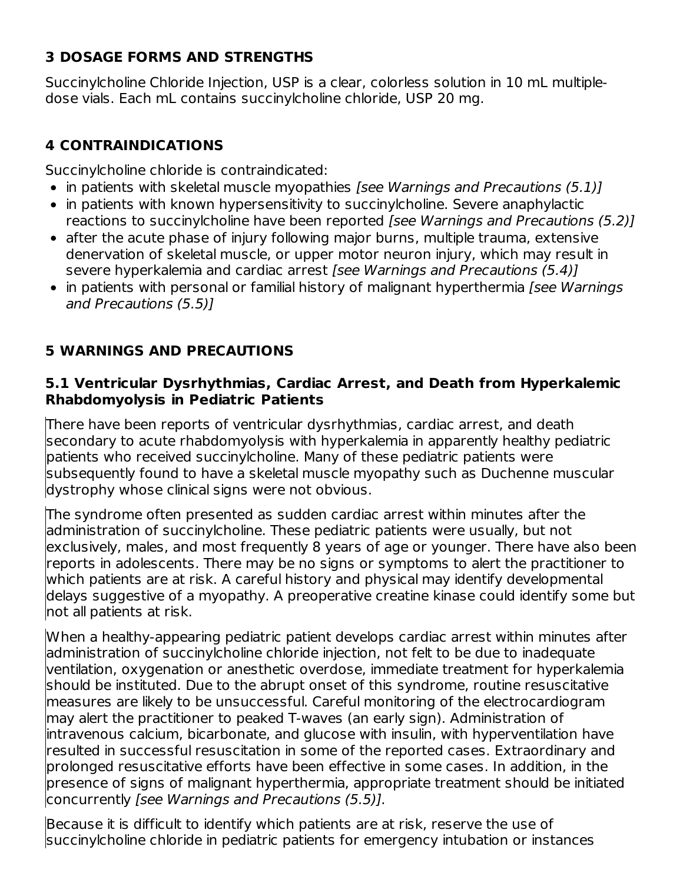## 3 DOSAGE FORMS AND STRENGTHS

Succinylcholine Chloride Injection, USP is a clear, colorless solution in 10 mL multiple-dose vials. Each mL contains succinylcholine chloride, USP 20 mg.

## 4 CONTRAINDICATIONS

Succinylcholine chloride is contraindicated:

- in patients with skeletal muscle myopathies *[see Warnings and Precautions (5.1)]*
- in patients with known hypersensitivity to succinylcholine. Severe anaphylactic reactions to succinylcholine have been reported *[see Warnings and Precautions (5.2)]*
- after the acute phase of injury following major burns, multiple trauma, extensive denervation of skeletal muscle, or upper motor neuron injury, which may result in severe hyperkalemia and cardiac arrest *[see Warnings and Precautions (5.4)]*
- in patients with personal or familial history of malignant hyperthermia *[see Warnings and Precautions (5.5)]*

## 5 WARNINGS AND PRECAUTIONS

### 5.1 Ventricular Dysrhythmias, Cardiac Arrest, and Death from Hyperkalemic Rhabdomyolysis in Pediatric Patients

There have been reports of ventricular dysrhythmias, cardiac arrest, and death secondary to acute rhabdomyolysis with hyperkalemia in apparently healthy pediatric patients who received succinylcholine. Many of these pediatric patients were subsequently found to have a skeletal muscle myopathy such as Duchenne muscular dystrophy whose clinical signs were not obvious.

The syndrome often presented as sudden cardiac arrest within minutes after the administration of succinylcholine. These pediatric patients were usually, but not exclusively, males, and most frequently 8 years of age or younger. There have also been reports in adolescents. There may be no signs or symptoms to alert the practitioner to which patients are at risk. A careful history and physical may identify developmental delays suggestive of a myopathy. A preoperative creatine kinase could identify some but not all patients at risk.

When a healthy-appearing pediatric patient develops cardiac arrest within minutes after administration of succinylcholine chloride injection, not felt to be due to inadequate ventilation, oxygenation or anesthetic overdose, immediate treatment for hyperkalemia should be instituted. Due to the abrupt onset of this syndrome, routine resuscitative measures are likely to be unsuccessful. Careful monitoring of the electrocardiogram may alert the practitioner to peaked T-waves (an early sign). Administration of intravenous calcium, bicarbonate, and glucose with insulin, with hyperventilation have resulted in successful resuscitation in some of the reported cases. Extraordinary and prolonged resuscitative efforts have been effective in some cases. In addition, in the presence of signs of malignant hyperthermia, appropriate treatment should be initiated concurrently *[see Warnings and Precautions (5.5)]*.

Because it is difficult to identify which patients are at risk, reserve the use of succinylcholine chloride in pediatric patients for emergency intubation or instances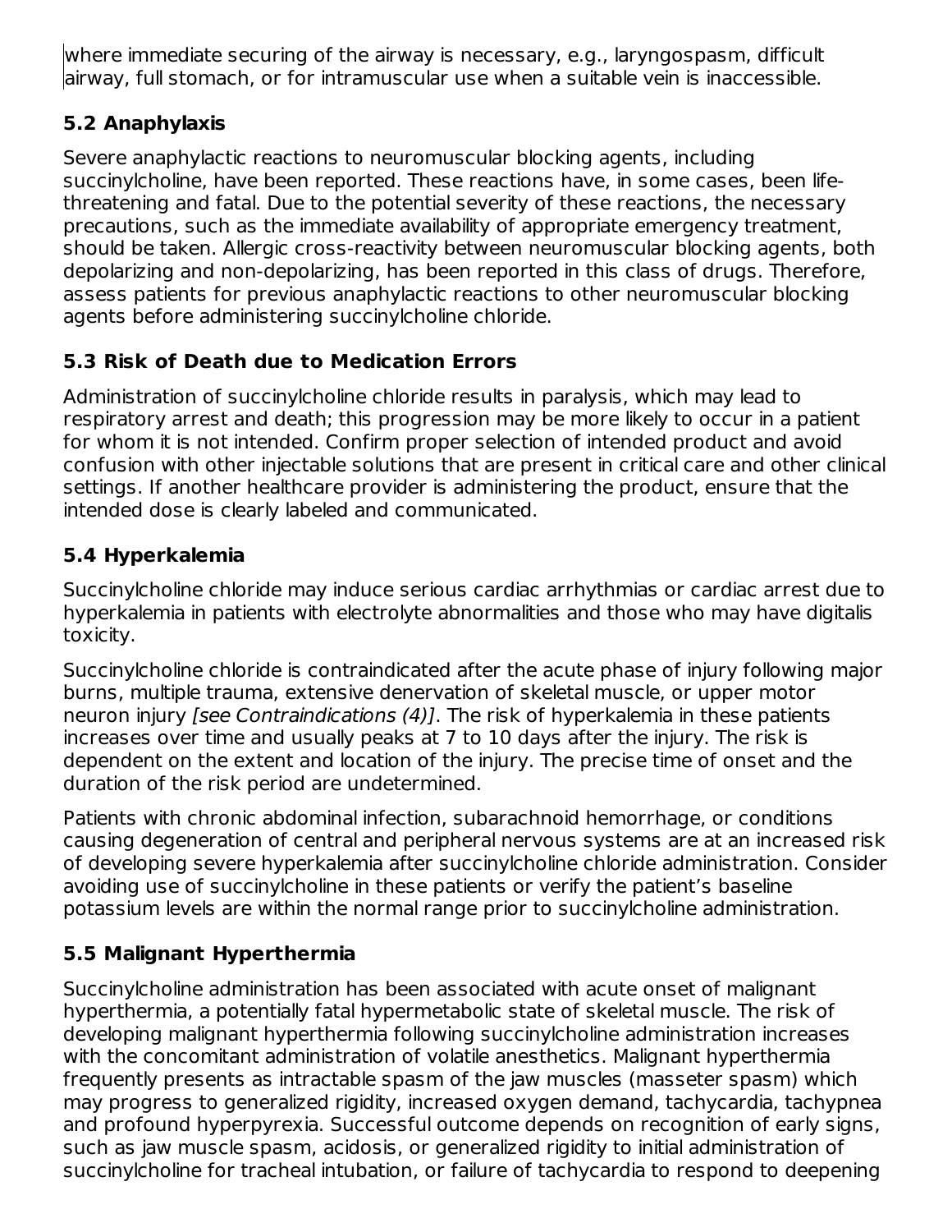where immediate securing of the airway is necessary, e.g., laryngospasm, difficult airway, full stomach, or for intramuscular use when a suitable vein is inaccessible.

### 5.2 Anaphylaxis

Severe anaphylactic reactions to neuromuscular blocking agents, including succinylcholine, have been reported. These reactions have, in some cases, been life-threatening and fatal. Due to the potential severity of these reactions, the necessary precautions, such as the immediate availability of appropriate emergency treatment, should be taken. Allergic cross-reactivity between neuromuscular blocking agents, both depolarizing and non-depolarizing, has been reported in this class of drugs. Therefore, assess patients for previous anaphylactic reactions to other neuromuscular blocking agents before administering succinylcholine chloride.

### 5.3 Risk of Death due to Medication Errors

Administration of succinylcholine chloride results in paralysis, which may lead to respiratory arrest and death; this progression may be more likely to occur in a patient for whom it is not intended. Confirm proper selection of intended product and avoid confusion with other injectable solutions that are present in critical care and other clinical settings. If another healthcare provider is administering the product, ensure that the intended dose is clearly labeled and communicated.

### 5.4 Hyperkalemia

Succinylcholine chloride may induce serious cardiac arrhythmias or cardiac arrest due to hyperkalemia in patients with electrolyte abnormalities and those who may have digitalis toxicity.

Succinylcholine chloride is contraindicated after the acute phase of injury following major burns, multiple trauma, extensive denervation of skeletal muscle, or upper motor neuron injury *[see Contraindications (4)]*. The risk of hyperkalemia in these patients increases over time and usually peaks at 7 to 10 days after the injury. The risk is dependent on the extent and location of the injury. The precise time of onset and the duration of the risk period are undetermined.

Patients with chronic abdominal infection, subarachnoid hemorrhage, or conditions causing degeneration of central and peripheral nervous systems are at an increased risk of developing severe hyperkalemia after succinylcholine chloride administration. Consider avoiding use of succinylcholine in these patients or verify the patient's baseline potassium levels are within the normal range prior to succinylcholine administration.

### 5.5 Malignant Hyperthermia

Succinylcholine administration has been associated with acute onset of malignant hyperthermia, a potentially fatal hypermetabolic state of skeletal muscle. The risk of developing malignant hyperthermia following succinylcholine administration increases with the concomitant administration of volatile anesthetics. Malignant hyperthermia frequently presents as intractable spasm of the jaw muscles (masseter spasm) which may progress to generalized rigidity, increased oxygen demand, tachycardia, tachypnea and profound hyperpyrexia. Successful outcome depends on recognition of early signs, such as jaw muscle spasm, acidosis, or generalized rigidity to initial administration of succinylcholine for tracheal intubation, or failure of tachycardia to respond to deepening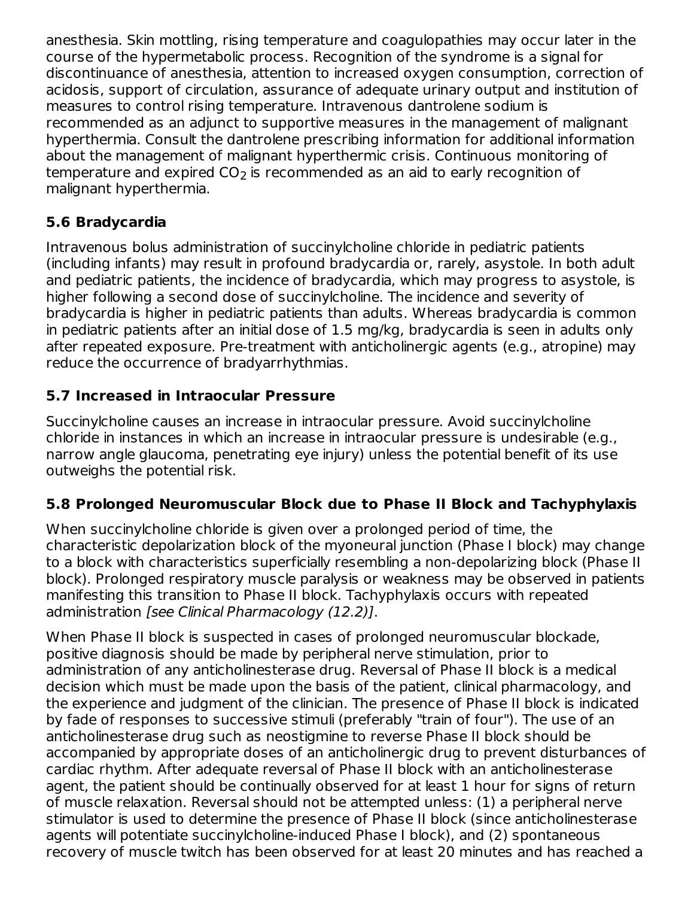anesthesia. Skin mottling, rising temperature and coagulopathies may occur later in the course of the hypermetabolic process. Recognition of the syndrome is a signal for discontinuance of anesthesia, attention to increased oxygen consumption, correction of acidosis, support of circulation, assurance of adequate urinary output and institution of measures to control rising temperature. Intravenous dantrolene sodium is recommended as an adjunct to supportive measures in the management of malignant hyperthermia. Consult the dantrolene prescribing information for additional information about the management of malignant hyperthermic crisis. Continuous monitoring of temperature and expired $CO_2$ is recommended as an aid to early recognition of malignant hyperthermia.

## 5.6 Bradycardia

Intravenous bolus administration of succinylcholine chloride in pediatric patients (including infants) may result in profound bradycardia or, rarely, asystole. In both adult and pediatric patients, the incidence of bradycardia, which may progress to asystole, is higher following a second dose of succinylcholine. The incidence and severity of bradycardia is higher in pediatric patients than adults. Whereas bradycardia is common in pediatric patients after an initial dose of 1.5 mg/kg, bradycardia is seen in adults only after repeated exposure. Pre-treatment with anticholinergic agents (e.g., atropine) may reduce the occurrence of bradyarrhythmias.

## 5.7 Increased in Intraocular Pressure

Succinylcholine causes an increase in intraocular pressure. Avoid succinylcholine chloride in instances in which an increase in intraocular pressure is undesirable (e.g., narrow angle glaucoma, penetrating eye injury) unless the potential benefit of its use outweighs the potential risk.

## 5.8 Prolonged Neuromuscular Block due to Phase II Block and Tachyphylaxis

When succinylcholine chloride is given over a prolonged period of time, the characteristic depolarization block of the myoneural junction (Phase I block) may change to a block with characteristics superficially resembling a non-depolarizing block (Phase II block). Prolonged respiratory muscle paralysis or weakness may be observed in patients manifesting this transition to Phase II block. Tachyphylaxis occurs with repeated administration *[see Clinical Pharmacology (12.2)]*.

When Phase II block is suspected in cases of prolonged neuromuscular blockade, positive diagnosis should be made by peripheral nerve stimulation, prior to administration of any anticholinesterase drug. Reversal of Phase II block is a medical decision which must be made upon the basis of the patient, clinical pharmacology, and the experience and judgment of the clinician. The presence of Phase II block is indicated by fade of responses to successive stimuli (preferably "train of four"). The use of an anticholinesterase drug such as neostigmine to reverse Phase II block should be accompanied by appropriate doses of an anticholinergic drug to prevent disturbances of cardiac rhythm. After adequate reversal of Phase II block with an anticholinesterase agent, the patient should be continually observed for at least 1 hour for signs of return of muscle relaxation. Reversal should not be attempted unless: (1) a peripheral nerve stimulator is used to determine the presence of Phase II block (since anticholinesterase agents will potentiate succinylcholine-induced Phase I block), and (2) spontaneous recovery of muscle twitch has been observed for at least 20 minutes and has reached a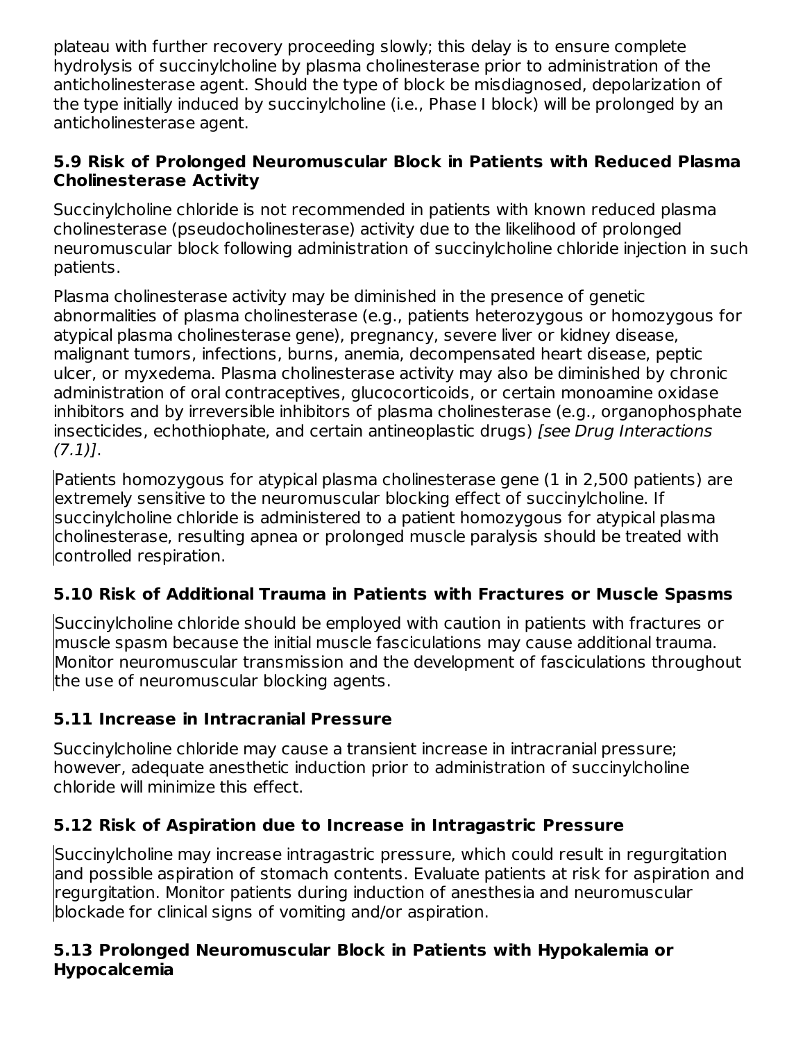plateau with further recovery proceeding slowly; this delay is to ensure complete hydrolysis of succinylcholine by plasma cholinesterase prior to administration of the anticholinesterase agent. Should the type of block be misdiagnosed, depolarization of the type initially induced by succinylcholine (i.e., Phase I block) will be prolonged by an anticholinesterase agent.

### 5.9 Risk of Prolonged Neuromuscular Block in Patients with Reduced Plasma Cholinesterase Activity

Succinylcholine chloride is not recommended in patients with known reduced plasma cholinesterase (pseudocholinesterase) activity due to the likelihood of prolonged neuromuscular block following administration of succinylcholine chloride injection in such patients.

Plasma cholinesterase activity may be diminished in the presence of genetic abnormalities of plasma cholinesterase (e.g., patients heterozygous or homozygous for atypical plasma cholinesterase gene), pregnancy, severe liver or kidney disease, malignant tumors, infections, burns, anemia, decompensated heart disease, peptic ulcer, or myxedema. Plasma cholinesterase activity may also be diminished by chronic administration of oral contraceptives, glucocorticoids, or certain monoamine oxidase inhibitors and by irreversible inhibitors of plasma cholinesterase (e.g., organophosphate insecticides, echothiophate, and certain antineoplastic drugs) *[see Drug Interactions (7.1)]*.

Patients homozygous for atypical plasma cholinesterase gene (1 in 2,500 patients) are extremely sensitive to the neuromuscular blocking effect of succinylcholine. If succinylcholine chloride is administered to a patient homozygous for atypical plasma cholinesterase, resulting apnea or prolonged muscle paralysis should be treated with controlled respiration.

### 5.10 Risk of Additional Trauma in Patients with Fractures or Muscle Spasms

Succinylcholine chloride should be employed with caution in patients with fractures or muscle spasm because the initial muscle fasciculations may cause additional trauma. Monitor neuromuscular transmission and the development of fasciculations throughout the use of neuromuscular blocking agents.

### 5.11 Increase in Intracranial Pressure

Succinylcholine chloride may cause a transient increase in intracranial pressure; however, adequate anesthetic induction prior to administration of succinylcholine chloride will minimize this effect.

### 5.12 Risk of Aspiration due to Increase in Intragastric Pressure

Succinylcholine may increase intragastric pressure, which could result in regurgitation and possible aspiration of stomach contents. Evaluate patients at risk for aspiration and regurgitation. Monitor patients during induction of anesthesia and neuromuscular blockade for clinical signs of vomiting and/or aspiration.

### 5.13 Prolonged Neuromuscular Block in Patients with Hypokalemia or Hypocalcemia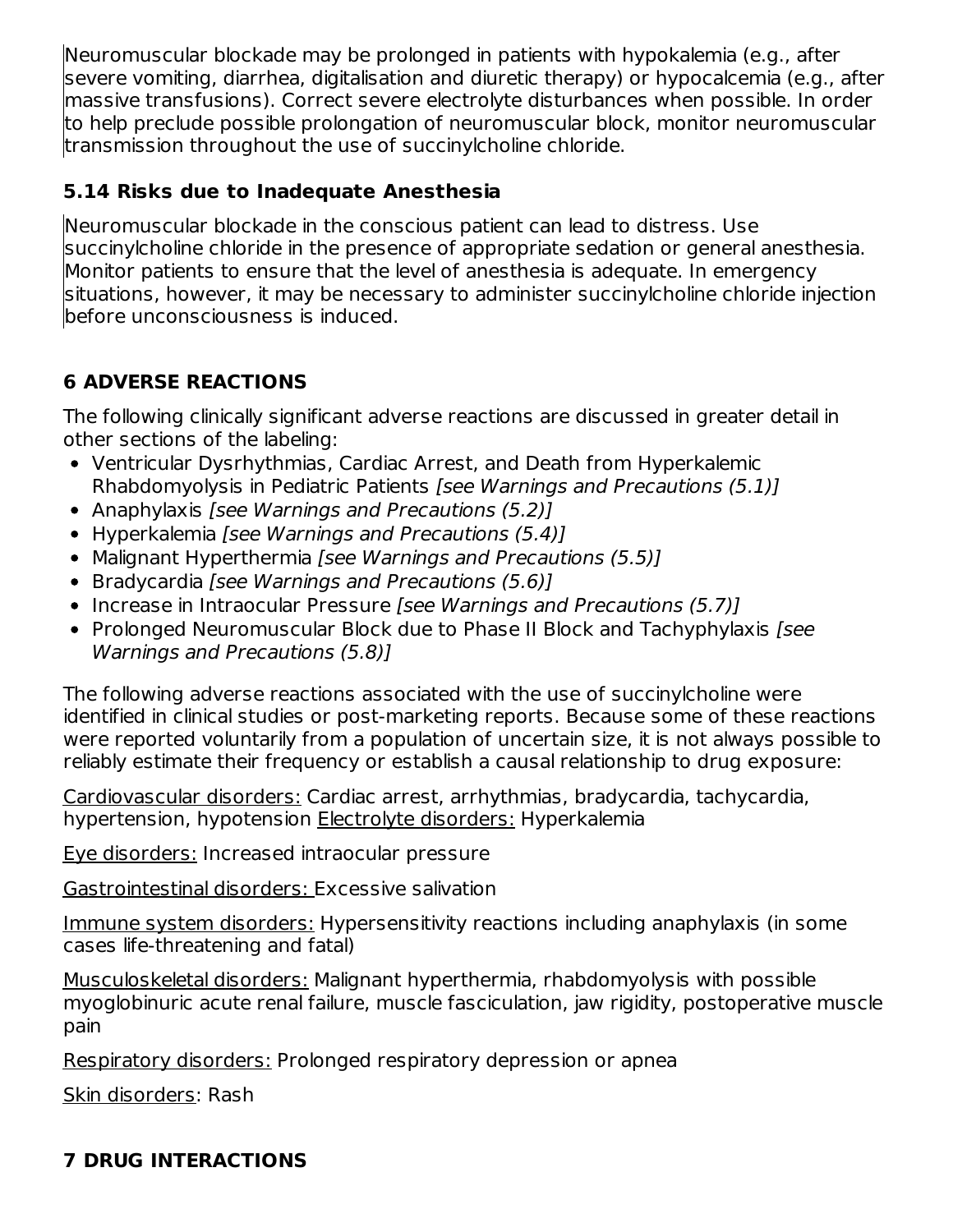Neuromuscular blockade may be prolonged in patients with hypokalemia (e.g., after severe vomiting, diarrhea, digitalisation and diuretic therapy) or hypocalcemia (e.g., after massive transfusions). Correct severe electrolyte disturbances when possible. In order to help preclude possible prolongation of neuromuscular block, monitor neuromuscular transmission throughout the use of succinylcholine chloride.

### 5.14 Risks due to Inadequate Anesthesia

Neuromuscular blockade in the conscious patient can lead to distress. Use succinylcholine chloride in the presence of appropriate sedation or general anesthesia. Monitor patients to ensure that the level of anesthesia is adequate. In emergency situations, however, it may be necessary to administer succinylcholine chloride injection before unconsciousness is induced.

## 6 ADVERSE REACTIONS

The following clinically significant adverse reactions are discussed in greater detail in other sections of the labeling:

- Ventricular Dysrhythmias, Cardiac Arrest, and Death from Hyperkalemic Rhabdomyolysis in Pediatric Patients *[see Warnings and Precautions (5.1)]*
- Anaphylaxis *[see Warnings and Precautions (5.2)]*
- Hyperkalemia *[see Warnings and Precautions (5.4)]*
- Malignant Hyperthermia *[see Warnings and Precautions (5.5)]*
- Bradycardia *[see Warnings and Precautions (5.6)]*
- Increase in Intraocular Pressure *[see Warnings and Precautions (5.7)]*
- Prolonged Neuromuscular Block due to Phase II Block and Tachyphylaxis *[see Warnings and Precautions (5.8)]*

The following adverse reactions associated with the use of succinylcholine were identified in clinical studies or post-marketing reports. Because some of these reactions were reported voluntarily from a population of uncertain size, it is not always possible to reliably estimate their frequency or establish a causal relationship to drug exposure:

Cardiovascular disorders: Cardiac arrest, arrhythmias, bradycardia, tachycardia, hypertension, hypotension Electrolyte disorders: Hyperkalemia

Eye disorders: Increased intraocular pressure

Gastrointestinal disorders: Excessive salivation

Immune system disorders: Hypersensitivity reactions including anaphylaxis (in some cases life-threatening and fatal)

Musculoskeletal disorders: Malignant hyperthermia, rhabdomyolysis with possible myoglobinuric acute renal failure, muscle fasciculation, jaw rigidity, postoperative muscle pain

Respiratory disorders: Prolonged respiratory depression or apnea

Skin disorders: Rash

## 7 DRUG INTERACTIONS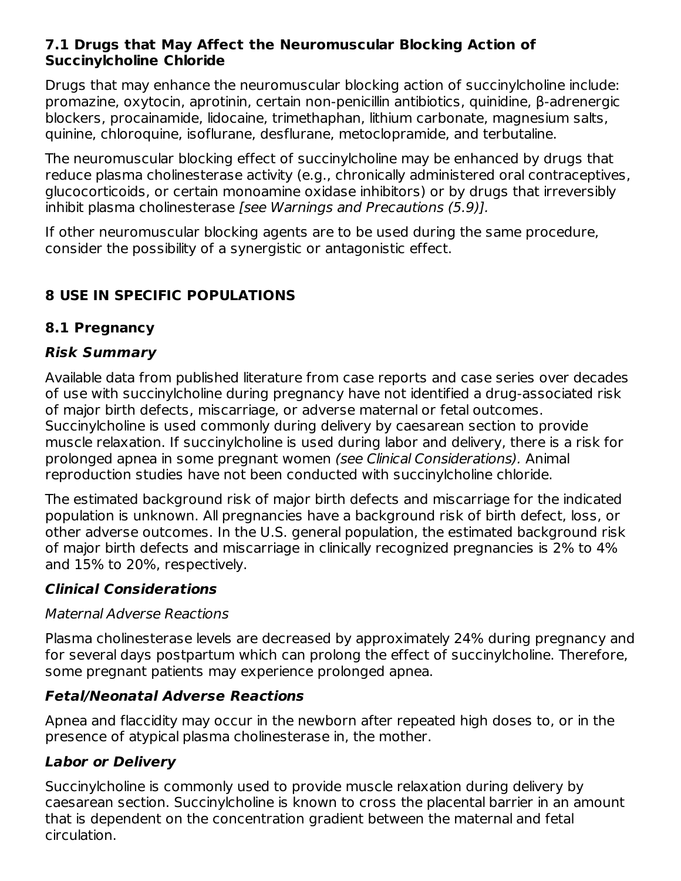### 7.1 Drugs that May Affect the Neuromuscular Blocking Action of Succinylcholine Chloride

Drugs that may enhance the neuromuscular blocking action of succinylcholine include: promazine, oxytocin, aprotinin, certain non-penicillin antibiotics, quinidine, β-adrenergic blockers, procainamide, lidocaine, trimethaphan, lithium carbonate, magnesium salts, quinine, chloroquine, isoflurane, desflurane, metoclopramide, and terbutaline.

The neuromuscular blocking effect of succinylcholine may be enhanced by drugs that reduce plasma cholinesterase activity (e.g., chronically administered oral contraceptives, glucocorticoids, or certain monoamine oxidase inhibitors) or by drugs that irreversibly inhibit plasma cholinesterase *[see Warnings and Precautions (5.9)].*

If other neuromuscular blocking agents are to be used during the same procedure, consider the possibility of a synergistic or antagonistic effect.

## 8 USE IN SPECIFIC POPULATIONS

### 8.1 Pregnancy

#### *Risk Summary*

Available data from published literature from case reports and case series over decades of use with succinylcholine during pregnancy have not identified a drug-associated risk of major birth defects, miscarriage, or adverse maternal or fetal outcomes. Succinylcholine is used commonly during delivery by caesarean section to provide muscle relaxation. If succinylcholine is used during labor and delivery, there is a risk for prolonged apnea in some pregnant women *(see Clinical Considerations).* Animal reproduction studies have not been conducted with succinylcholine chloride.

The estimated background risk of major birth defects and miscarriage for the indicated population is unknown. All pregnancies have a background risk of birth defect, loss, or other adverse outcomes. In the U.S. general population, the estimated background risk of major birth defects and miscarriage in clinically recognized pregnancies is 2% to 4% and 15% to 20%, respectively.

#### *Clinical Considerations*

*Maternal Adverse Reactions*

Plasma cholinesterase levels are decreased by approximately 24% during pregnancy and for several days postpartum which can prolong the effect of succinylcholine. Therefore, some pregnant patients may experience prolonged apnea.

#### *Fetal/Neonatal Adverse Reactions*

Apnea and flaccidity may occur in the newborn after repeated high doses to, or in the presence of atypical plasma cholinesterase in, the mother.

#### *Labor or Delivery*

Succinylcholine is commonly used to provide muscle relaxation during delivery by caesarean section. Succinylcholine is known to cross the placental barrier in an amount that is dependent on the concentration gradient between the maternal and fetal circulation.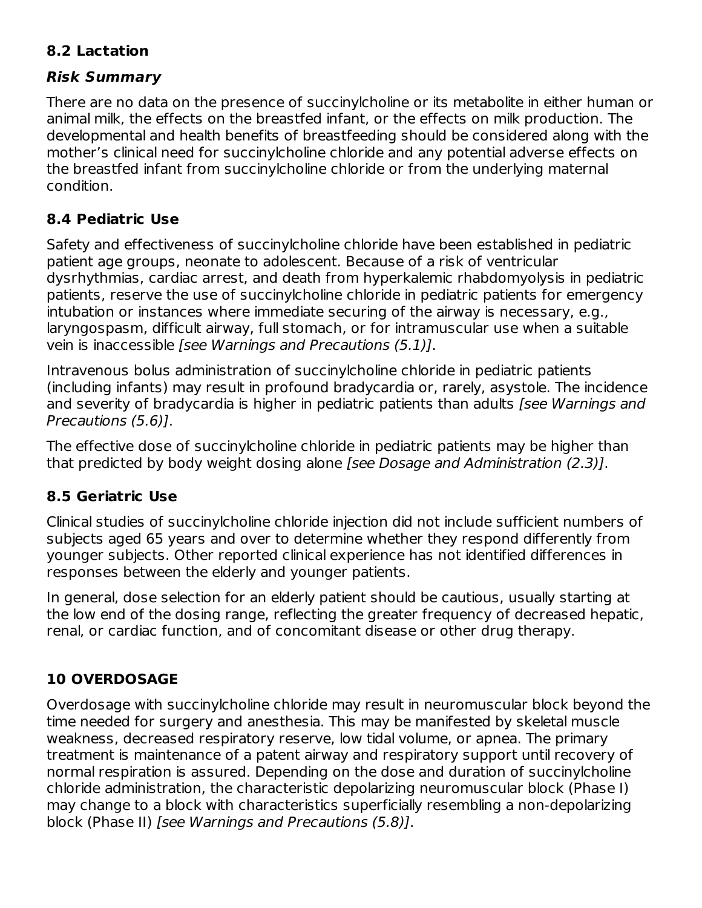## 8.2 Lactation

### *Risk Summary*

There are no data on the presence of succinylcholine or its metabolite in either human or animal milk, the effects on the breastfed infant, or the effects on milk production. The developmental and health benefits of breastfeeding should be considered along with the mother's clinical need for succinylcholine chloride and any potential adverse effects on the breastfed infant from succinylcholine chloride or from the underlying maternal condition.

## 8.4 Pediatric Use

Safety and effectiveness of succinylcholine chloride have been established in pediatric patient age groups, neonate to adolescent. Because of a risk of ventricular dysrhythmias, cardiac arrest, and death from hyperkalemic rhabdomyolysis in pediatric patients, reserve the use of succinylcholine chloride in pediatric patients for emergency intubation or instances where immediate securing of the airway is necessary, e.g., laryngospasm, difficult airway, full stomach, or for intramuscular use when a suitable vein is inaccessible *[see Warnings and Precautions (5.1)]*.

Intravenous bolus administration of succinylcholine chloride in pediatric patients (including infants) may result in profound bradycardia or, rarely, asystole. The incidence and severity of bradycardia is higher in pediatric patients than adults *[see Warnings and Precautions (5.6)]*.

The effective dose of succinylcholine chloride in pediatric patients may be higher than that predicted by body weight dosing alone *[see Dosage and Administration (2.3)]*.

## 8.5 Geriatric Use

Clinical studies of succinylcholine chloride injection did not include sufficient numbers of subjects aged 65 years and over to determine whether they respond differently from younger subjects. Other reported clinical experience has not identified differences in responses between the elderly and younger patients.

In general, dose selection for an elderly patient should be cautious, usually starting at the low end of the dosing range, reflecting the greater frequency of decreased hepatic, renal, or cardiac function, and of concomitant disease or other drug therapy.

# 10 OVERDOSAGE

Overdosage with succinylcholine chloride may result in neuromuscular block beyond the time needed for surgery and anesthesia. This may be manifested by skeletal muscle weakness, decreased respiratory reserve, low tidal volume, or apnea. The primary treatment is maintenance of a patent airway and respiratory support until recovery of normal respiration is assured. Depending on the dose and duration of succinylcholine chloride administration, the characteristic depolarizing neuromuscular block (Phase I) may change to a block with characteristics superficially resembling a non-depolarizing block (Phase II) *[see Warnings and Precautions (5.8)]*.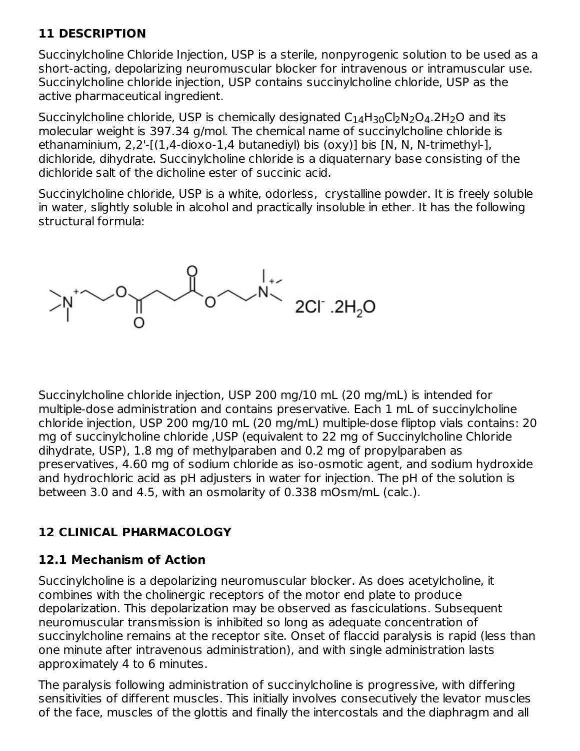## 11 DESCRIPTION

Succinylcholine Chloride Injection, USP is a sterile, nonpyrogenic solution to be used as a short-acting, depolarizing neuromuscular blocker for intravenous or intramuscular use. Succinylcholine chloride injection, USP contains succinylcholine chloride, USP as the active pharmaceutical ingredient.

Succinylcholine chloride, USP is chemically designated $C_{14}H_{30}Cl_2N_2O_4.2H_2O$ and its molecular weight is 397.34 g/mol. The chemical name of succinylcholine chloride is ethanaminium, 2,2'-[(1,4-dioxo-1,4 butanediyl) bis (oxy)] bis [N, N, N-trimethyl-], dichloride, dihydrate. Succinylcholine chloride is a diquaternary base consisting of the dichloride salt of the dicholine ester of succinic acid.

Succinylcholine chloride, USP is a white, odorless, crystalline powder. It is freely soluble in water, slightly soluble in alcohol and practically insoluble in ether. It has the following structural formula:

$2Cl^{-}.2H_2O$

Succinylcholine chloride injection, USP 200 mg/10 mL (20 mg/mL) is intended for multiple-dose administration and contains preservative. Each 1 mL of succinylcholine chloride injection, USP 200 mg/10 mL (20 mg/mL) multiple-dose fliptop vials contains: 20 mg of succinylcholine chloride ,USP (equivalent to 22 mg of Succinylcholine Chloride dihydrate, USP), 1.8 mg of methylparaben and 0.2 mg of propylparaben as preservatives, 4.60 mg of sodium chloride as iso-osmotic agent, and sodium hydroxide and hydrochloric acid as pH adjusters in water for injection. The pH of the solution is between 3.0 and 4.5, with an osmolarity of 0.338 mOsm/mL (calc.).

## 12 CLINICAL PHARMACOLOGY

### 12.1 Mechanism of Action

Succinylcholine is a depolarizing neuromuscular blocker. As does acetylcholine, it combines with the cholinergic receptors of the motor end plate to produce depolarization. This depolarization may be observed as fasciculations. Subsequent neuromuscular transmission is inhibited so long as adequate concentration of succinylcholine remains at the receptor site. Onset of flaccid paralysis is rapid (less than one minute after intravenous administration), and with single administration lasts approximately 4 to 6 minutes.

The paralysis following administration of succinylcholine is progressive, with differing sensitivities of different muscles. This initially involves consecutively the levator muscles of the face, muscles of the glottis and finally the intercostals and the diaphragm and all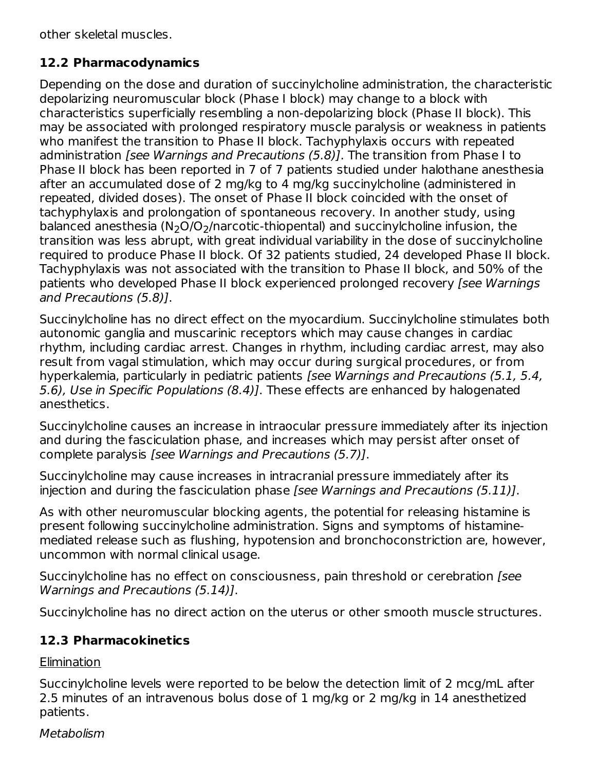other skeletal muscles.

## 12.2 Pharmacodynamics

Depending on the dose and duration of succinylcholine administration, the characteristic depolarizing neuromuscular block (Phase I block) may change to a block with characteristics superficially resembling a non-depolarizing block (Phase II block). This may be associated with prolonged respiratory muscle paralysis or weakness in patients who manifest the transition to Phase II block. Tachyphylaxis occurs with repeated administration *[see Warnings and Precautions (5.8)]*. The transition from Phase I to Phase II block has been reported in 7 of 7 patients studied under halothane anesthesia after an accumulated dose of 2 mg/kg to 4 mg/kg succinylcholine (administered in repeated, divided doses). The onset of Phase II block coincided with the onset of tachyphylaxis and prolongation of spontaneous recovery. In another study, using balanced anesthesia ($N_2O/O_2$/narcotic-thiopental) and succinylcholine infusion, the transition was less abrupt, with great individual variability in the dose of succinylcholine required to produce Phase II block. Of 32 patients studied, 24 developed Phase II block. Tachyphylaxis was not associated with the transition to Phase II block, and 50% of the patients who developed Phase II block experienced prolonged recovery *[see Warnings and Precautions (5.8)]*.

Succinylcholine has no direct effect on the myocardium. Succinylcholine stimulates both autonomic ganglia and muscarinic receptors which may cause changes in cardiac rhythm, including cardiac arrest. Changes in rhythm, including cardiac arrest, may also result from vagal stimulation, which may occur during surgical procedures, or from hyperkalemia, particularly in pediatric patients *[see Warnings and Precautions (5.1, 5.4, 5.6), Use in Specific Populations (8.4)]*. These effects are enhanced by halogenated anesthetics.

Succinylcholine causes an increase in intraocular pressure immediately after its injection and during the fasciculation phase, and increases which may persist after onset of complete paralysis *[see Warnings and Precautions (5.7)]*.

Succinylcholine may cause increases in intracranial pressure immediately after its injection and during the fasciculation phase *[see Warnings and Precautions (5.11)]*.

As with other neuromuscular blocking agents, the potential for releasing histamine is present following succinylcholine administration. Signs and symptoms of histamine-mediated release such as flushing, hypotension and bronchoconstriction are, however, uncommon with normal clinical usage.

Succinylcholine has no effect on consciousness, pain threshold or cerebration *[see Warnings and Precautions (5.14)]*.

Succinylcholine has no direct action on the uterus or other smooth muscle structures.

## 12.3 Pharmacokinetics

<u>Elimination</u>

Succinylcholine levels were reported to be below the detection limit of 2 mcg/mL after 2.5 minutes of an intravenous bolus dose of 1 mg/kg or 2 mg/kg in 14 anesthetized patients.

*Metabolism*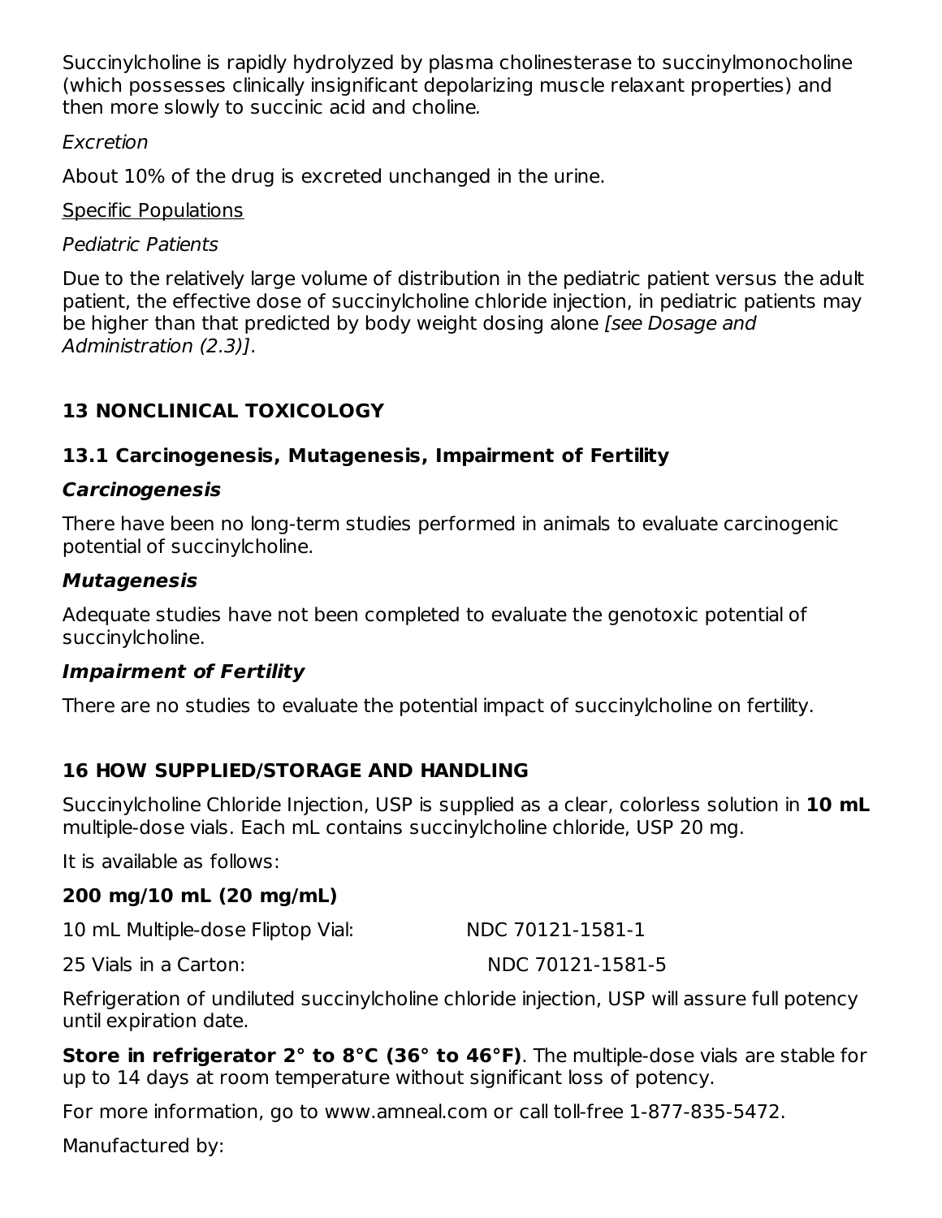Succinylcholine is rapidly hydrolyzed by plasma cholinesterase to succinylmonocholine (which possesses clinically insignificant depolarizing muscle relaxant properties) and then more slowly to succinic acid and choline.

*Excretion*

About 10% of the drug is excreted unchanged in the urine.

Specific Populations

*Pediatric Patients*

Due to the relatively large volume of distribution in the pediatric patient versus the adult patient, the effective dose of succinylcholine chloride injection, in pediatric patients may be higher than that predicted by body weight dosing alone *[see Dosage and Administration (2.3)]*.

## 13 NONCLINICAL TOXICOLOGY

### 13.1 Carcinogenesis, Mutagenesis, Impairment of Fertility

***Carcinogenesis***

There have been no long-term studies performed in animals to evaluate carcinogenic potential of succinylcholine.

***Mutagenesis***

Adequate studies have not been completed to evaluate the genotoxic potential of succinylcholine.

***Impairment of Fertility***

There are no studies to evaluate the potential impact of succinylcholine on fertility.

## 16 HOW SUPPLIED/STORAGE AND HANDLING

Succinylcholine Chloride Injection, USP is supplied as a clear, colorless solution in **10 mL** multiple-dose vials. Each mL contains succinylcholine chloride, USP 20 mg.

It is available as follows:

**200 mg/10 mL (20 mg/mL)**

| | |
|---|---|
| 10 mL Multiple-dose Fliptop Vial: | NDC 70121-1581-1 |
| 25 Vials in a Carton: | NDC 70121-1581-5 |

Refrigeration of undiluted succinylcholine chloride injection, USP will assure full potency until expiration date.

**Store in refrigerator 2° to 8°C (36° to 46°F)**. The multiple-dose vials are stable for up to 14 days at room temperature without significant loss of potency.

For more information, go to www.amneal.com or call toll-free 1-877-835-5472.

Manufactured by: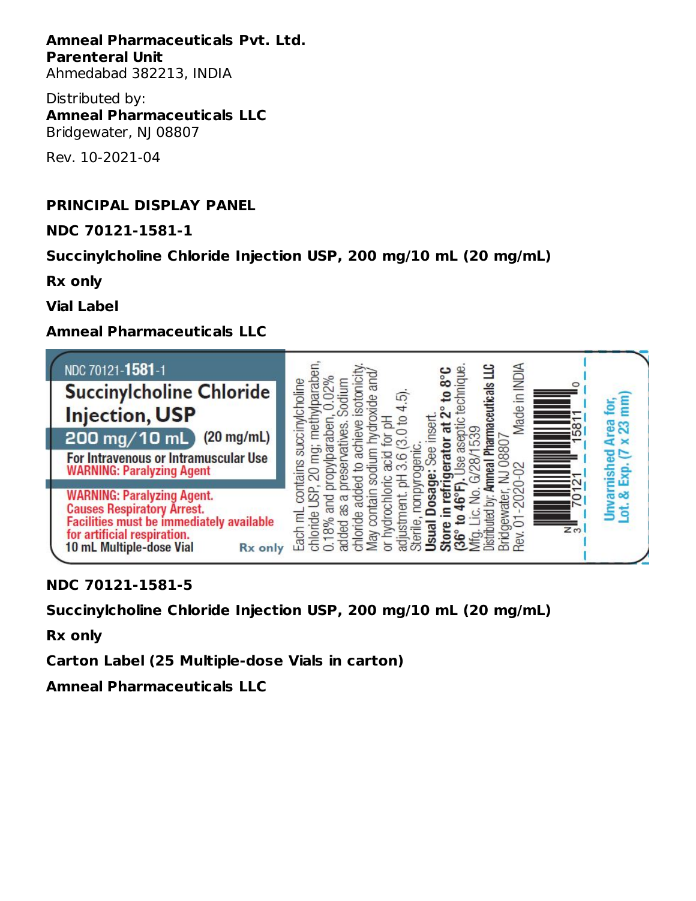**Amneal Pharmaceuticals Pvt. Ltd.**
**Parenteral Unit**
Ahmedabad 382213, INDIA

Distributed by:
**Amneal Pharmaceuticals LLC**
Bridgewater, NJ 08807

Rev. 10-2021-04

**PRINCIPAL DISPLAY PANEL**

**NDC 70121-1581-1**

**Succinylcholine Chloride Injection USP, 200 mg/10 mL (20 mg/mL)**

**Rx only**

**Vial Label**

**Amneal Pharmaceuticals LLC**

NDC 70121-**1581**-1

**Succinylcholine Chloride Injection, USP**

**200 mg/10 mL** (20 mg/mL)

For Intravenous or Intramuscular Use
WARNING: Paralyzing Agent

WARNING: Paralyzing Agent.
Causes Respiratory Arrest.
Facilities must be immediately available for artificial respiration.
10 mL Multiple-dose Vial Rx only

Each mL contains succinylcholine chloride USP, 20 mg; methylparaben, 0.18% and propylparaben, 0.02% added as a preservatives. Sodium chloride added to achieve isotonicity. May contain sodium hydroxide and/ or hydrochloric acid for pH adjustment. pH 3.6 (3.0 to 4.5). Sterile, nonpyrogenic.
**Usual Dosage:** See insert.
**Store in refrigerator at 2° to 8°C (36° to 46°F).** Use aseptic technique.
Mfg. Lic. No. G/28/1539
Distributed by: **Amneal Pharmaceuticals LLC**
Bridgewater, NJ 08807 Made in INDIA
Rev. 01-2020-02

N 3 70121 15811 0

Unvarnished Area for, Lot. & Exp. (7 x 23 mm)

**NDC 70121-1581-5**

**Succinylcholine Chloride Injection USP, 200 mg/10 mL (20 mg/mL)**

**Rx only**

**Carton Label (25 Multiple-dose Vials in carton)**

**Amneal Pharmaceuticals LLC**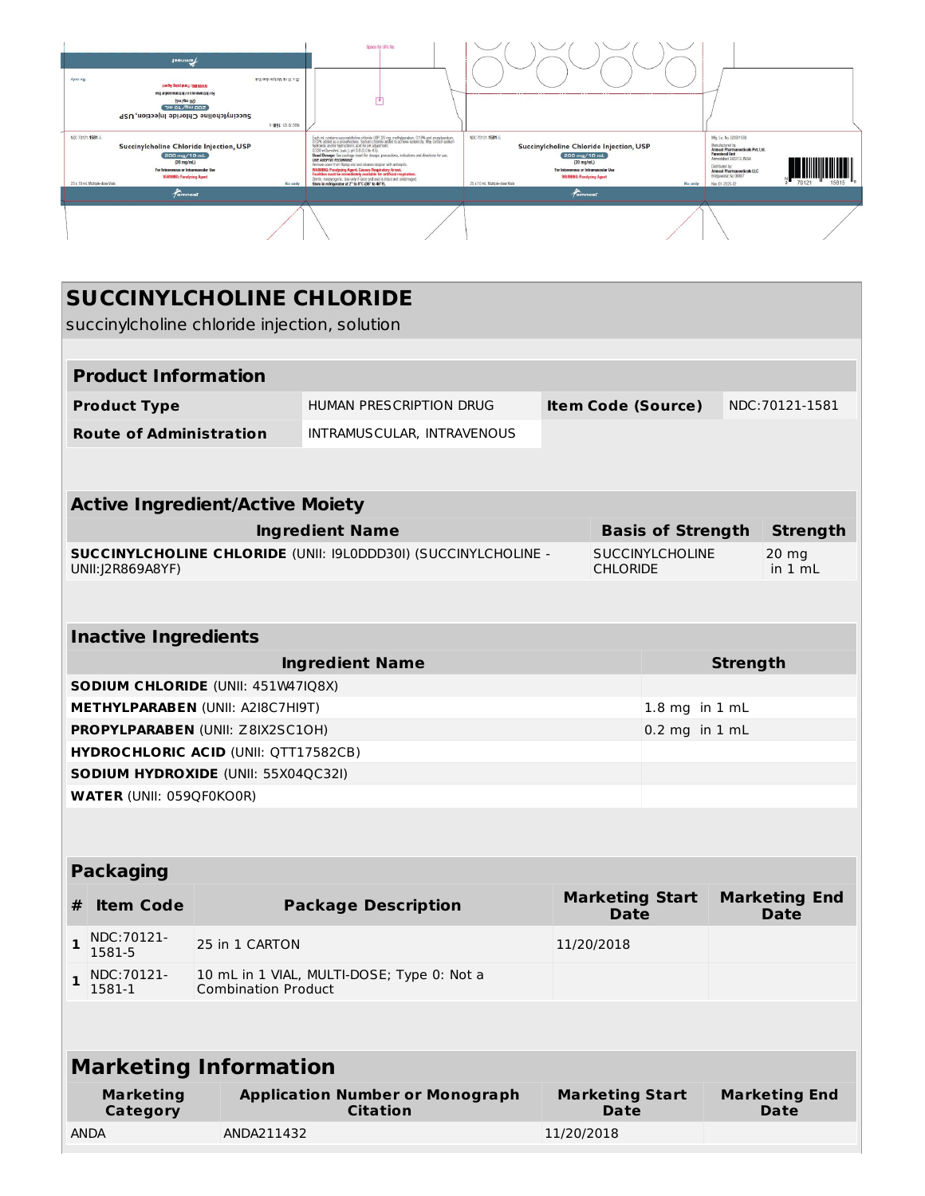# SUCCINYLCHOLINE CHLORIDE

succinylcholine chloride injection, solution

| Product Information | | | |
|---|---|---|---|
| **Product Type** | HUMAN PRESCRIPTION DRUG | **Item Code (Source)** | NDC:70121-1581 |
| **Route of Administration** | INTRAMUSCULAR, INTRAVENOUS | | |

| Active Ingredient/Active Moiety | | |
|---|---|---|
| **Ingredient Name** | **Basis of Strength** | **Strength** |
| **SUCCINYLCHOLINE CHLORIDE** (UNII: I9L0DDD30I) (SUCCINYLCHOLINE - UNII:J2R869A8YF) | SUCCINYLCHOLINE CHLORIDE | 20 mg in 1 mL |

| Inactive Ingredients | |
|---|---|
| **Ingredient Name** | **Strength** |
| **SODIUM CHLORIDE** (UNII: 451W47IQ8X) | |
| **METHYLPARABEN** (UNII: A2I8C7HI9T) | 1.8 mg in 1 mL |
| **PROPYLPARABEN** (UNII: Z8IX2SC1OH) | 0.2 mg in 1 mL |
| **HYDROCHLORIC ACID** (UNII: QTT17582CB) | |
| **SODIUM HYDROXIDE** (UNII: 55X04QC32I) | |
| **WATER** (UNII: 059QF0KO0R) | |

| Packaging | | | | |
|---|---|---|---|---|
| **#** | **Item Code** | **Package Description** | **Marketing Start Date** | **Marketing End Date** |
| **1** | NDC:70121-1581-5 | 25 in 1 CARTON | 11/20/2018 | |
| **1** | NDC:70121-1581-1 | 10 mL in 1 VIAL, MULTI-DOSE; Type 0: Not a Combination Product | | |

| Marketing Information | | | |
|---|---|---|---|
| **Marketing Category** | **Application Number or Monograph Citation** | **Marketing Start Date** | **Marketing End Date** |
| ANDA | ANDA211432 | 11/20/2018 | |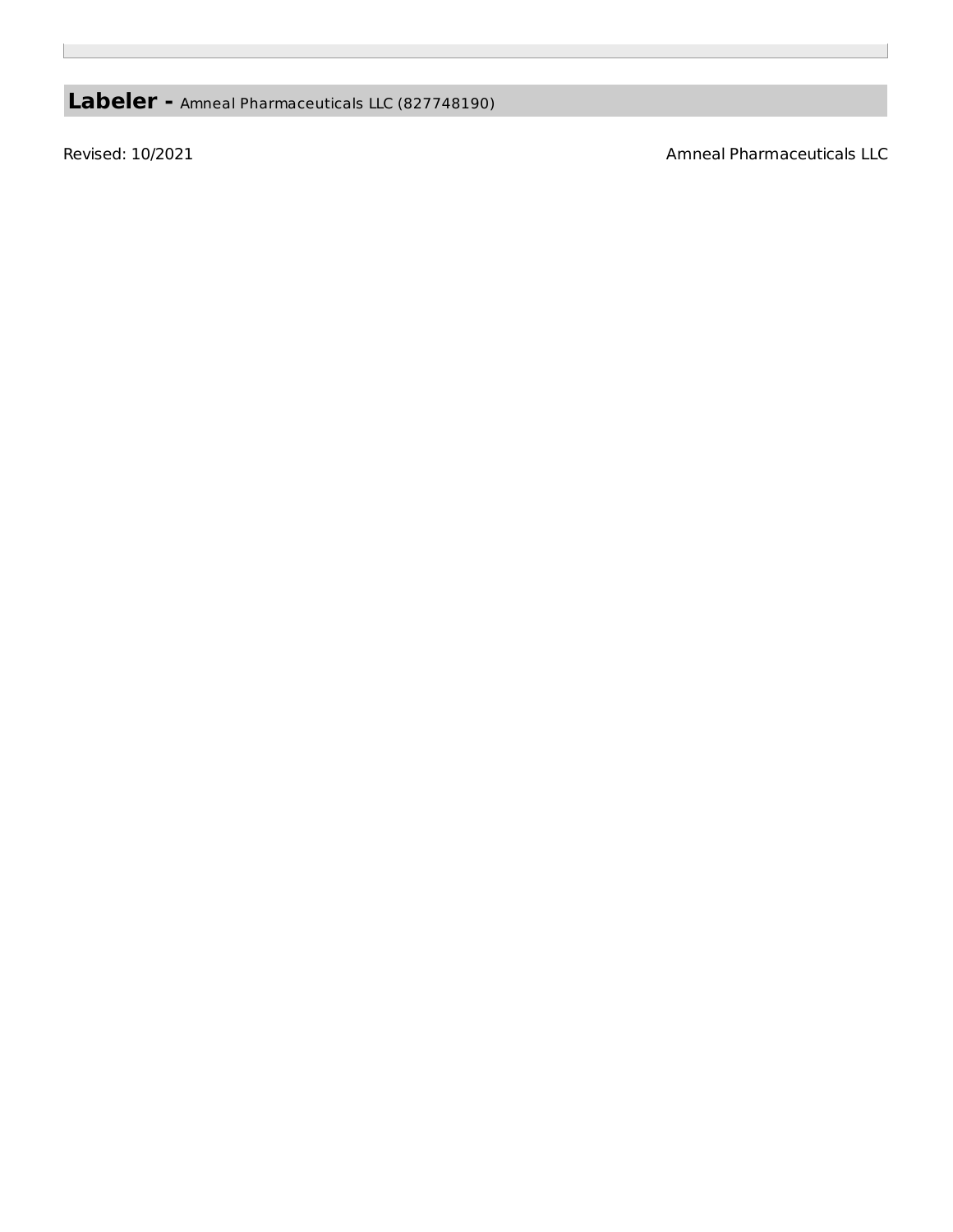**Labeler -** Amneal Pharmaceuticals LLC (827748190)

Revised: 10/2021

Amneal Pharmaceuticals LLC